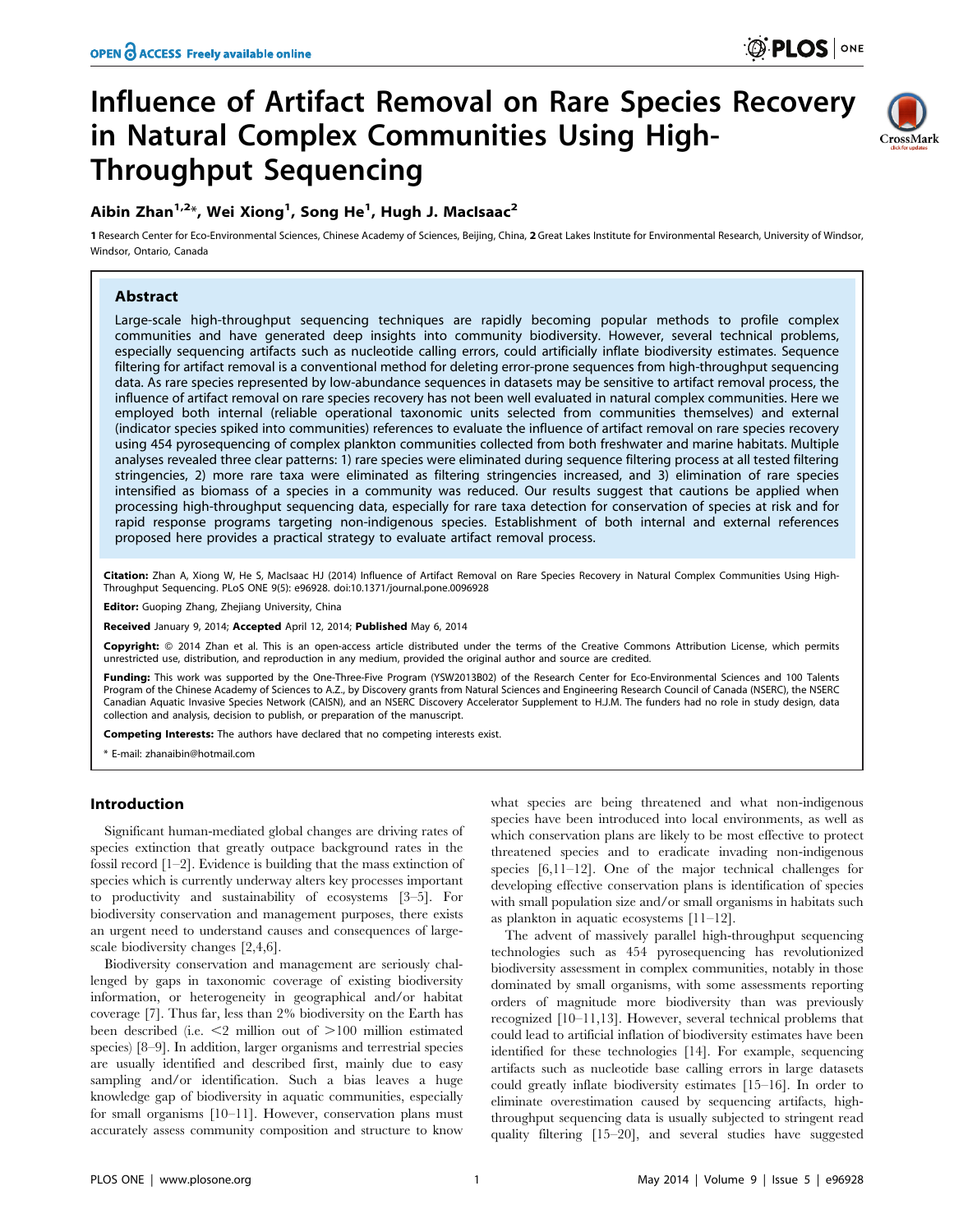# Influence of Artifact Removal on Rare Species Recovery in Natural Complex Communities Using High-Throughput Sequencing

**Aibin Zhan[1,2]*, Wei Xiong[1], Song He[1], Hugh J. MacIsaac[2]**

1 Research Center for Eco-Environmental Sciences, Chinese Academy of Sciences, Beijing, China, 2 Great Lakes Institute for Environmental Research, University of Windsor, Windsor, Ontario, Canada

## Abstract

Large-scale high-throughput sequencing techniques are rapidly becoming popular methods to profile complex communities and have generated deep insights into community biodiversity. However, several technical problems, especially sequencing artifacts such as nucleotide calling errors, could artificially inflate biodiversity estimates. Sequence filtering for artifact removal is a conventional method for deleting error-prone sequences from high-throughput sequencing data. As rare species represented by low-abundance sequences in datasets may be sensitive to artifact removal process, the influence of artifact removal on rare species recovery has not been well evaluated in natural complex communities. Here we employed both internal (reliable operational taxonomic units selected from communities themselves) and external (indicator species spiked into communities) references to evaluate the influence of artifact removal on rare species recovery using 454 pyrosequencing of complex plankton communities collected from both freshwater and marine habitats. Multiple analyses revealed three clear patterns: 1) rare species were eliminated during sequence filtering process at all tested filtering stringencies, 2) more rare taxa were eliminated as filtering stringencies increased, and 3) elimination of rare species intensified as biomass of a species in a community was reduced. Our results suggest that cautions be applied when processing high-throughput sequencing data, especially for rare taxa detection for conservation of species at risk and for rapid response programs targeting non-indigenous species. Establishment of both internal and external references proposed here provides a practical strategy to evaluate artifact removal process.

**Citation:** Zhan A, Xiong W, He S, MacIsaac HJ (2014) Influence of Artifact Removal on Rare Species Recovery in Natural Complex Communities Using High-Throughput Sequencing. PLoS ONE 9(5): e96928. doi:10.1371/journal.pone.0096928

**Editor:** Guoping Zhang, Zhejiang University, China

**Received** January 9, 2014; **Accepted** April 12, 2014; **Published** May 6, 2014

**Copyright:** © 2014 Zhan et al. This is an open-access article distributed under the terms of the Creative Commons Attribution License, which permits unrestricted use, distribution, and reproduction in any medium, provided the original author and source are credited.

**Funding:** This work was supported by the One-Three-Five Program (YSW2013B02) of the Research Center for Eco-Environmental Sciences and 100 Talents Program of the Chinese Academy of Sciences to A.Z., by Discovery grants from Natural Sciences and Engineering Research Council of Canada (NSERC), the NSERC Canadian Aquatic Invasive Species Network (CAISN), and an NSERC Discovery Accelerator Supplement to H.J.M. The funders had no role in study design, data collection and analysis, decision to publish, or preparation of the manuscript.

**Competing Interests:** The authors have declared that no competing interests exist.

* E-mail: zhanaibin@hotmail.com

## Introduction

Significant human-mediated global changes are driving rates of species extinction that greatly outpace background rates in the fossil record [1–2]. Evidence is building that the mass extinction of species which is currently underway alters key processes important to productivity and sustainability of ecosystems [3–5]. For biodiversity conservation and management purposes, there exists an urgent need to understand causes and consequences of large-scale biodiversity changes [2,4,6].

Biodiversity conservation and management are seriously challenged by gaps in taxonomic coverage of existing biodiversity information, or heterogeneity in geographical and/or habitat coverage [7]. Thus far, less than 2% biodiversity on the Earth has been described (i.e. <2 million out of >100 million estimated species) [8–9]. In addition, larger organisms and terrestrial species are usually identified and described first, mainly due to easy sampling and/or identification. Such a bias leaves a huge knowledge gap of biodiversity in aquatic communities, especially for small organisms [10–11]. However, conservation plans must accurately assess community composition and structure to know what species are being threatened and what non-indigenous species have been introduced into local environments, as well as which conservation plans are likely to be most effective to protect threatened species and to eradicate invading non-indigenous species [6,11–12]. One of the major technical challenges for developing effective conservation plans is identification of species with small population size and/or small organisms in habitats such as plankton in aquatic ecosystems [11–12].

The advent of massively parallel high-throughput sequencing technologies such as 454 pyrosequencing has revolutionized biodiversity assessment in complex communities, notably in those dominated by small organisms, with some assessments reporting orders of magnitude more biodiversity than was previously recognized [10–11,13]. However, several technical problems that could lead to artificial inflation of biodiversity estimates have been identified for these technologies [14]. For example, sequencing artifacts such as nucleotide base calling errors in large datasets could greatly inflate biodiversity estimates [15–16]. In order to eliminate overestimation caused by sequencing artifacts, high-throughput sequencing data is usually subjected to stringent read quality filtering [15–20], and several studies have suggested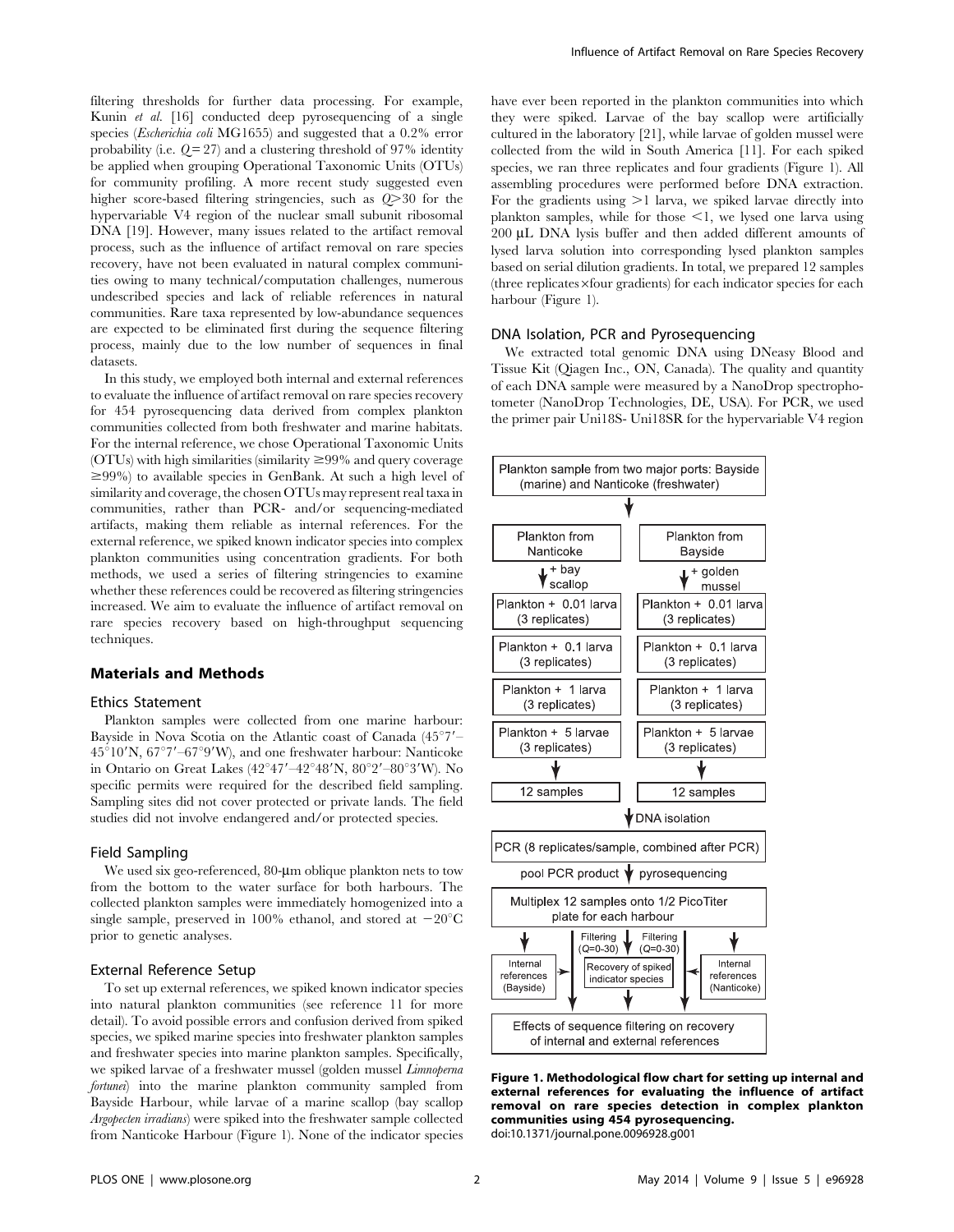filtering thresholds for further data processing. For example, Kunin *et al.* [16] conducted deep pyrosequencing of a single species (*Escherichia coli* MG1655) and suggested that a 0.2% error probability (i.e. $Q = 27$) and a clustering threshold of 97% identity be applied when grouping Operational Taxonomic Units (OTUs) for community profiling. A more recent study suggested even higher score-based filtering stringencies, such as $Q > 30$ for the hypervariable V4 region of the nuclear small subunit ribosomal DNA [19]. However, many issues related to the artifact removal process, such as the influence of artifact removal on rare species recovery, have not been evaluated in natural complex communities owing to many technical/computation challenges, numerous undescribed species and lack of reliable references in natural communities. Rare taxa represented by low-abundance sequences are expected to be eliminated first during the sequence filtering process, mainly due to the low number of sequences in final datasets.

In this study, we employed both internal and external references to evaluate the influence of artifact removal on rare species recovery for 454 pyrosequencing data derived from complex plankton communities collected from both freshwater and marine habitats. For the internal reference, we chose Operational Taxonomic Units (OTUs) with high similarities (similarity ≥99% and query coverage ≥99%) to available species in GenBank. At such a high level of similarity and coverage, the chosen OTUs may represent real taxa in communities, rather than PCR- and/or sequencing-mediated artifacts, making them reliable as internal references. For the external reference, we spiked known indicator species into complex plankton communities using concentration gradients. For both methods, we used a series of filtering stringencies to examine whether these references could be recovered as filtering stringencies increased. We aim to evaluate the influence of artifact removal on rare species recovery based on high-throughput sequencing techniques.

## Materials and Methods

### Ethics Statement

Plankton samples were collected from one marine harbour: Bayside in Nova Scotia on the Atlantic coast of Canada (45°7′–45°10′N, 67°7′–67°9′W), and one freshwater harbour: Nanticoke in Ontario on Great Lakes (42°47′–42°48′N, 80°2′–80°3′W). No specific permits were required for the described field sampling. Sampling sites did not cover protected or private lands. The field studies did not involve endangered and/or protected species.

### Field Sampling

We used six geo-referenced, 80-μm oblique plankton nets to tow from the bottom to the water surface for both harbours. The collected plankton samples were immediately homogenized into a single sample, preserved in 100% ethanol, and stored at −20°C prior to genetic analyses.

### External Reference Setup

To set up external references, we spiked known indicator species into natural plankton communities (see reference 11 for more detail). To avoid possible errors and confusion derived from spiked species, we spiked marine species into freshwater plankton samples and freshwater species into marine plankton samples. Specifically, we spiked larvae of a freshwater mussel (golden mussel *Limnoperna fortunei*) into the marine plankton community sampled from Bayside Harbour, while larvae of a marine scallop (bay scallop *Argopecten irradians*) were spiked into the freshwater sample collected from Nanticoke Harbour (Figure 1). None of the indicator species have ever been reported in the plankton communities into which they were spiked. Larvae of the bay scallop were artificially cultured in the laboratory [21], while larvae of golden mussel were collected from the wild in South America [11]. For each spiked species, we ran three replicates and four gradients (Figure 1). All assembling procedures were performed before DNA extraction. For the gradients using >1 larva, we spiked larvae directly into plankton samples, while for those <1, we lysed one larva using 200 μL DNA lysis buffer and then added different amounts of lysed larva solution into corresponding lysed plankton samples based on serial dilution gradients. In total, we prepared 12 samples (three replicates×four gradients) for each indicator species for each harbour (Figure 1).

### DNA Isolation, PCR and Pyrosequencing

We extracted total genomic DNA using DNeasy Blood and Tissue Kit (Qiagen Inc., ON, Canada). The quality and quantity of each DNA sample were measured by a NanoDrop spectrophotometer (NanoDrop Technologies, DE, USA). For PCR, we used the primer pair Uni18S- Uni18SR for the hypervariable V4 region

Plankton sample from two major ports: Bayside (marine) and Nanticoke (freshwater)

| Plankton from Nanticoke | Plankton from Bayside |
|---|---|
| + bay scallop | + golden mussel |
| Plankton + 0.01 larva (3 replicates) | Plankton + 0.01 larva (3 replicates) |
| Plankton + 0.1 larva (3 replicates) | Plankton + 0.1 larva (3 replicates) |
| Plankton + 1 larva (3 replicates) | Plankton + 1 larva (3 replicates) |
| Plankton + 5 larvae (3 replicates) | Plankton + 5 larvae (3 replicates) |
| 12 samples | 12 samples |

DNA isolation → PCR (8 replicates/sample, combined after PCR) → pool PCR product, pyrosequencing → Multiplex 12 samples onto 1/2 PicoTiter plate for each harbour → Filtering ($Q$=0-30) → Internal references (Bayside); Recovery of spiked indicator species; Internal references (Nanticoke) → Effects of sequence filtering on recovery of internal and external references

**Figure 1. Methodological flow chart for setting up internal and external references for evaluating the influence of artifact removal on rare species detection in complex plankton communities using 454 pyrosequencing.**
doi:10.1371/journal.pone.0096928.g001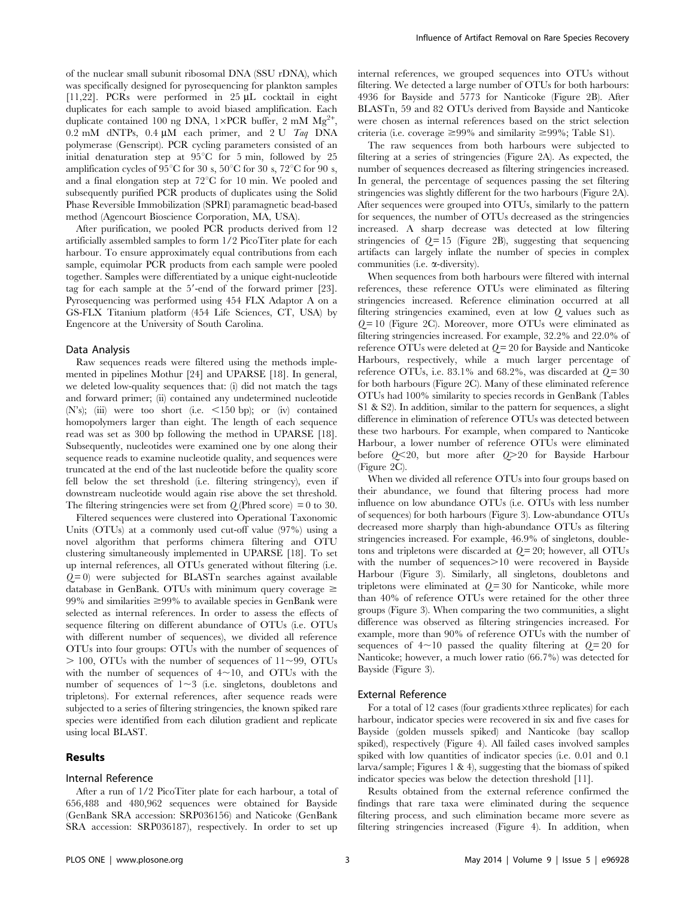of the nuclear small subunit ribosomal DNA (SSU rDNA), which was specifically designed for plankton samples [11,22]. PCRs were performed in 25 μL cocktail in eight duplicates for each sample to avoid biased amplification. Each duplicate contained 100 ng DNA, 1×PCR buffer, 2 mM $Mg^{2+}$, 0.2 mM dNTPs, 0.4 μM each primer, and 2 U *Taq* DNA polymerase (Genscript). PCR cycling parameters consisted of an initial denaturation step at 95°C for 5 min, followed by 25 amplification cycles of 95°C for 30 s, 50°C for 30 s, 72°C for 90 s, and a final elongation step at 72°C for 10 min. We pooled and subsequently purified PCR products of duplicates using the Solid Phase Reversible Immobilization (SPRI) paramagnetic bead-based method (Agencourt Bioscience Corporation, MA, USA).

After purification, we pooled PCR products derived from 12 artificially assembled samples to form 1/2 PicoTiter plate for each harbour. To ensure approximately equal contributions from each sample, equimolar PCR products from each sample were pooled together. Samples were differentiated by a unique eight-nucleotide tag for each sample at the 5′-end of the forward primer [23]. Pyrosequencing was performed using 454 FLX Adaptor A on a GS-FLX Titanium platform (454 Life Sciences, CT, USA) by Engencore at the University of South Carolina.

### Data Analysis

Raw sequences reads were filtered using the methods implemented in pipelines Mothur [24] and UPARSE [18]. In general, we deleted low-quality sequences that: (i) did not match the tags and forward primer; (ii) contained any undetermined nucleotide (N's); (iii) were too short (i.e. <150 bp); or (iv) contained homopolymers larger than eight. The length of each sequence read was set as 300 bp following the method in UPARSE [18]. Subsequently, nucleotides were examined one by one along their sequence reads to examine nucleotide quality, and sequences were truncated at the end of the last nucleotide before the quality score fell below the set threshold (i.e. filtering stringency), even if downstream nucleotide would again rise above the set threshold. The filtering stringencies were set from $Q$ (Phred score) = 0 to 30.

Filtered sequences were clustered into Operational Taxonomic Units (OTUs) at a commonly used cut-off value (97%) using a novel algorithm that performs chimera filtering and OTU clustering simultaneously implemented in UPARSE [18]. To set up internal references, all OTUs generated without filtering (i.e. $Q$ = 0) were subjected for BLASTn searches against available database in GenBank. OTUs with minimum query coverage ≥ 99% and similarities ≥99% to available species in GenBank were selected as internal references. In order to assess the effects of sequence filtering on different abundance of OTUs (i.e. OTUs with different number of sequences), we divided all reference OTUs into four groups: OTUs with the number of sequences of > 100, OTUs with the number of sequences of 11~99, OTUs with the number of sequences of 4~10, and OTUs with the number of sequences of 1~3 (i.e. singletons, doubletons and tripletons). For external references, after sequence reads were subjected to a series of filtering stringencies, the known spiked rare species were identified from each dilution gradient and replicate using local BLAST.

## Results

### Internal Reference

After a run of 1/2 PicoTiter plate for each harbour, a total of 656,488 and 480,962 sequences were obtained for Bayside (GenBank SRA accession: SRP036156) and Naticoke (GenBank SRA accession: SRP036187), respectively. In order to set up internal references, we grouped sequences into OTUs without filtering. We detected a large number of OTUs for both harbours: 4936 for Bayside and 5773 for Nanticoke (Figure 2B). After BLASTn, 59 and 82 OTUs derived from Bayside and Nanticoke were chosen as internal references based on the strict selection criteria (i.e. coverage ≥99% and similarity ≥99%; Table S1).

The raw sequences from both harbours were subjected to filtering at a series of stringencies (Figure 2A). As expected, the number of sequences decreased as filtering stringencies increased. In general, the percentage of sequences passing the set filtering stringencies was slightly different for the two harbours (Figure 2A). After sequences were grouped into OTUs, similarly to the pattern for sequences, the number of OTUs decreased as the stringencies increased. A sharp decrease was detected at low filtering stringencies of $Q$ = 15 (Figure 2B), suggesting that sequencing artifacts can largely inflate the number of species in complex communities (i.e. α-diversity).

When sequences from both harbours were filtered with internal references, these reference OTUs were eliminated as filtering stringencies increased. Reference elimination occurred at all filtering stringencies examined, even at low $Q$ values such as $Q$ = 10 (Figure 2C). Moreover, more OTUs were eliminated as filtering stringencies increased. For example, 32.2% and 22.0% of reference OTUs were deleted at $Q$ = 20 for Bayside and Nanticoke Harbours, respectively, while a much larger percentage of reference OTUs, i.e. 83.1% and 68.2%, was discarded at $Q$ = 30 for both harbours (Figure 2C). Many of these eliminated reference OTUs had 100% similarity to species records in GenBank (Tables S1 & S2). In addition, similar to the pattern for sequences, a slight difference in elimination of reference OTUs was detected between these two harbours. For example, when compared to Nanticoke Harbour, a lower number of reference OTUs were eliminated before $Q$<20, but more after $Q$>20 for Bayside Harbour (Figure 2C).

When we divided all reference OTUs into four groups based on their abundance, we found that filtering process had more influence on low abundance OTUs (i.e. OTUs with less number of sequences) for both harbours (Figure 3). Low-abundance OTUs decreased more sharply than high-abundance OTUs as filtering stringencies increased. For example, 46.9% of singletons, doubletons and tripletons were discarded at $Q$ = 20; however, all OTUs with the number of sequences>10 were recovered in Bayside Harbour (Figure 3). Similarly, all singletons, doubletons and tripletons were eliminated at $Q$ = 30 for Nanticoke, while more than 40% of reference OTUs were retained for the other three groups (Figure 3). When comparing the two communities, a slight difference was observed as filtering stringencies increased. For example, more than 90% of reference OTUs with the number of sequences of 4~10 passed the quality filtering at $Q$ = 20 for Nanticoke; however, a much lower ratio (66.7%) was detected for Bayside (Figure 3).

### External Reference

For a total of 12 cases (four gradients×three replicates) for each harbour, indicator species were recovered in six and five cases for Bayside (golden mussels spiked) and Nanticoke (bay scallop spiked), respectively (Figure 4). All failed cases involved samples spiked with low quantities of indicator species (i.e. 0.01 and 0.1 larva/sample; Figures 1 & 4), suggesting that the biomass of spiked indicator species was below the detection threshold [11].

Results obtained from the external reference confirmed the findings that rare taxa were eliminated during the sequence filtering process, and such elimination became more severe as filtering stringencies increased (Figure 4). In addition, when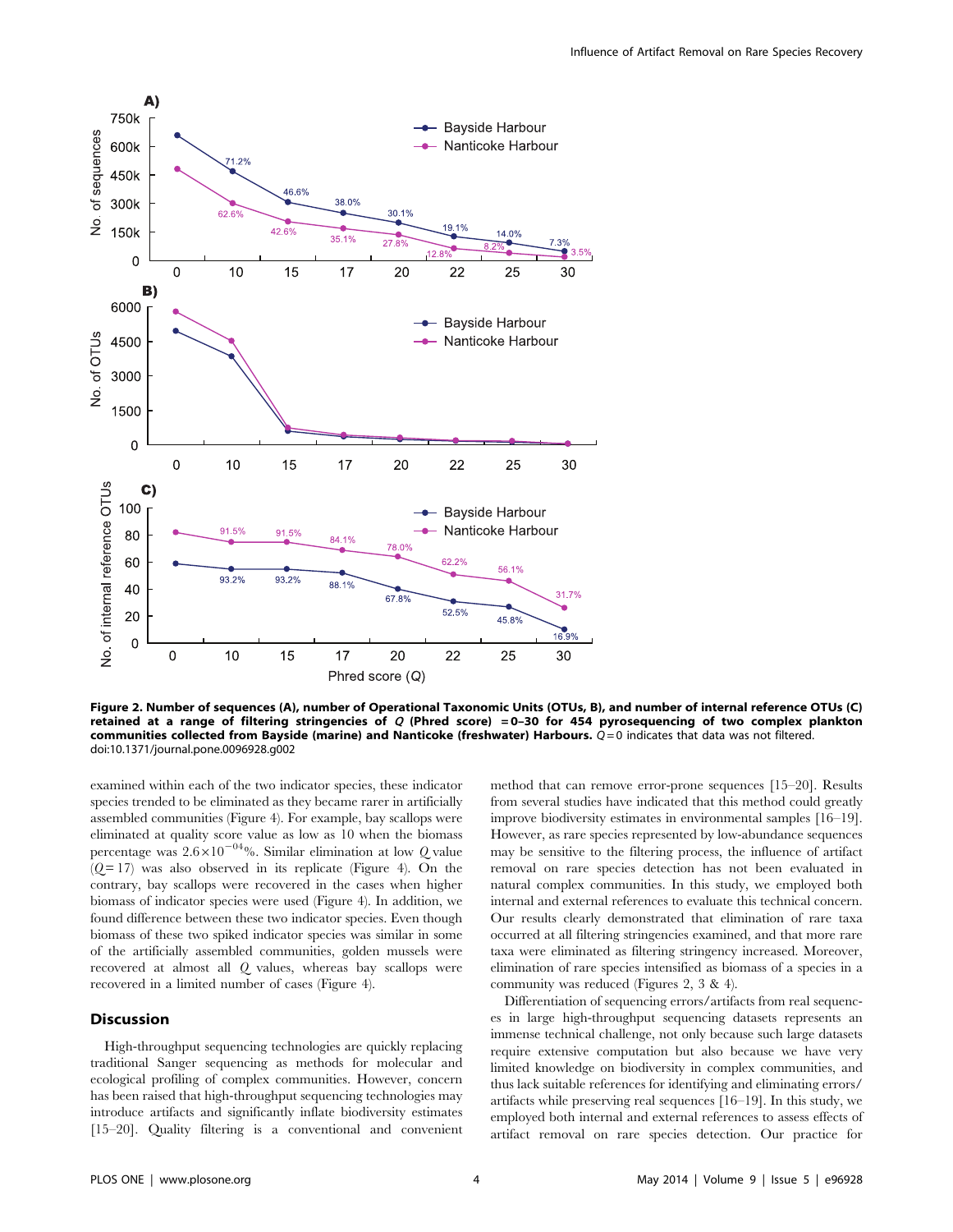**Figure 2. Number of sequences (A), number of Operational Taxonomic Units (OTUs, B), and number of internal reference OTUs (C) retained at a range of filtering stringencies of $Q$ (Phred score) = 0–30 for 454 pyrosequencing of two complex plankton communities collected from Bayside (marine) and Nanticoke (freshwater) Harbours.** $Q = 0$ indicates that data was not filtered.
doi:10.1371/journal.pone.0096928.g002

examined within each of the two indicator species, these indicator species trended to be eliminated as they became rarer in artificially assembled communities (Figure 4). For example, bay scallops were eliminated at quality score value as low as 10 when the biomass percentage was $2.6 \times 10^{-04}$%. Similar elimination at low $Q$ value ($Q = 17$) was also observed in its replicate (Figure 4). On the contrary, bay scallops were recovered in the cases when higher biomass of indicator species were used (Figure 4). In addition, we found difference between these two indicator species. Even though biomass of these two spiked indicator species was similar in some of the artificially assembled communities, golden mussels were recovered at almost all $Q$ values, whereas bay scallops were recovered in a limited number of cases (Figure 4).

## Discussion

High-throughput sequencing technologies are quickly replacing traditional Sanger sequencing as methods for molecular and ecological profiling of complex communities. However, concern has been raised that high-throughput sequencing technologies may introduce artifacts and significantly inflate biodiversity estimates [15–20]. Quality filtering is a conventional and convenient method that can remove error-prone sequences [15–20]. Results from several studies have indicated that this method could greatly improve biodiversity estimates in environmental samples [16–19]. However, as rare species represented by low-abundance sequences may be sensitive to the filtering process, the influence of artifact removal on rare species detection has not been evaluated in natural complex communities. In this study, we employed both internal and external references to evaluate this technical concern. Our results clearly demonstrated that elimination of rare taxa occurred at all filtering stringencies examined, and that more rare taxa were eliminated as filtering stringency increased. Moreover, elimination of rare species intensified as biomass of a species in a community was reduced (Figures 2, 3 & 4).

Differentiation of sequencing errors/artifacts from real sequences in large high-throughput sequencing datasets represents an immense technical challenge, not only because such large datasets require extensive computation but also because we have very limited knowledge on biodiversity in complex communities, and thus lack suitable references for identifying and eliminating errors/artifacts while preserving real sequences [16–19]. In this study, we employed both internal and external references to assess effects of artifact removal on rare species detection. Our practice for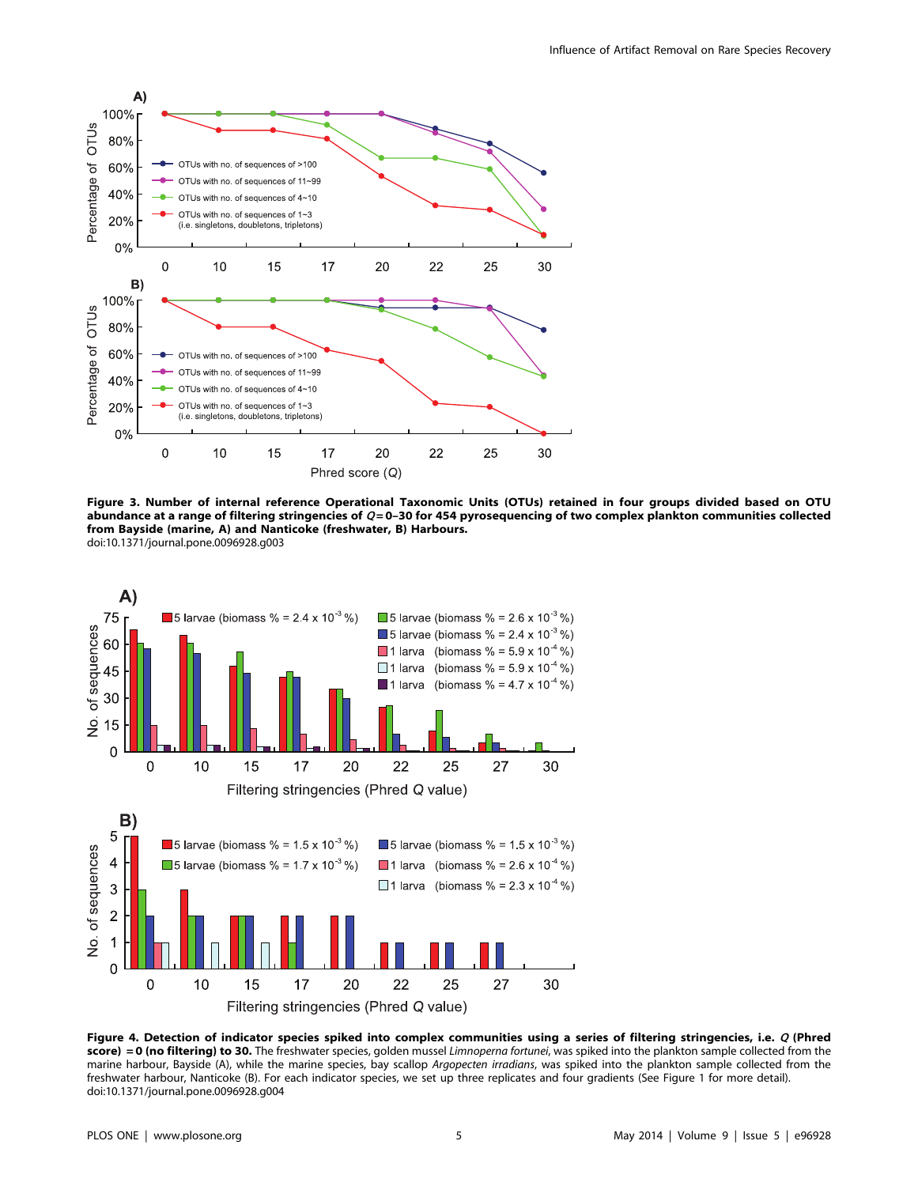**Figure 3. Number of internal reference Operational Taxonomic Units (OTUs) retained in four groups divided based on OTU abundance at a range of filtering stringencies of $Q = 0$–30 for 454 pyrosequencing of two complex plankton communities collected from Bayside (marine, A) and Nanticoke (freshwater, B) Harbours.**
doi:10.1371/journal.pone.0096928.g003

**Figure 4. Detection of indicator species spiked into complex communities using a series of filtering stringencies, i.e. $Q$ (Phred score) = 0 (no filtering) to 30.** The freshwater species, golden mussel *Limnoperna fortunei*, was spiked into the plankton sample collected from the marine harbour, Bayside (A), while the marine species, bay scallop *Argopecten irradians*, was spiked into the plankton sample collected from the freshwater harbour, Nanticoke (B). For each indicator species, we set up three replicates and four gradients (See Figure 1 for more detail).
doi:10.1371/journal.pone.0096928.g004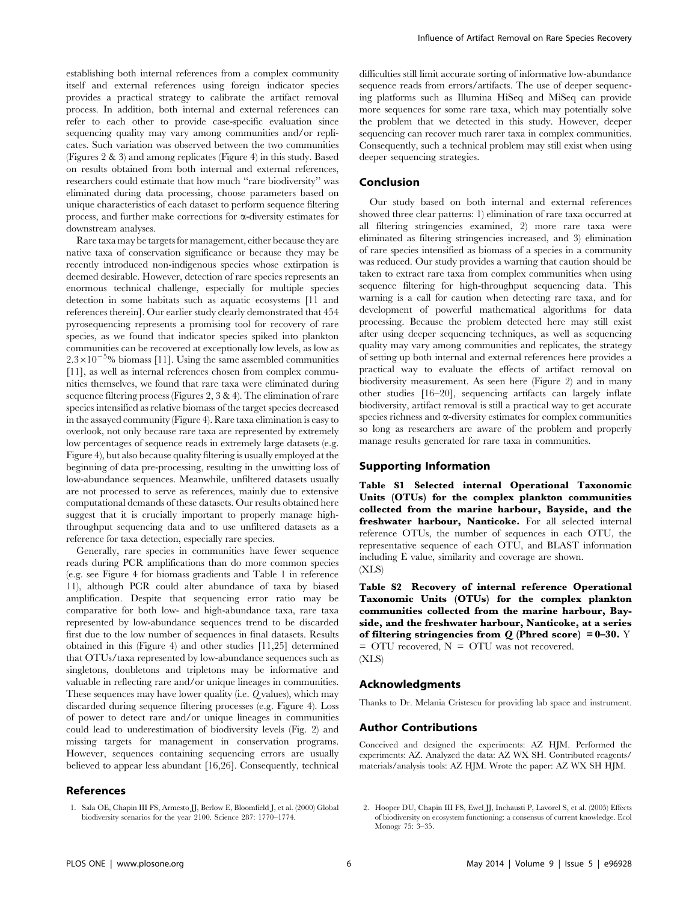establishing both internal references from a complex community itself and external references using foreign indicator species provides a practical strategy to calibrate the artifact removal process. In addition, both internal and external references can refer to each other to provide case-specific evaluation since sequencing quality may vary among communities and/or replicates. Such variation was observed between the two communities (Figures 2 & 3) and among replicates (Figure 4) in this study. Based on results obtained from both internal and external references, researchers could estimate that how much "rare biodiversity" was eliminated during data processing, choose parameters based on unique characteristics of each dataset to perform sequence filtering process, and further make corrections for α-diversity estimates for downstream analyses.

Rare taxa may be targets for management, either because they are native taxa of conservation significance or because they may be recently introduced non-indigenous species whose extirpation is deemed desirable. However, detection of rare species represents an enormous technical challenge, especially for multiple species detection in some habitats such as aquatic ecosystems [11 and references therein]. Our earlier study clearly demonstrated that 454 pyrosequencing represents a promising tool for recovery of rare species, as we found that indicator species spiked into plankton communities can be recovered at exceptionally low levels, as low as $2.3\times10^{-5}$% biomass [11]. Using the same assembled communities [11], as well as internal references chosen from complex communities themselves, we found that rare taxa were eliminated during sequence filtering process (Figures 2, 3 & 4). The elimination of rare species intensified as relative biomass of the target species decreased in the assayed community (Figure 4). Rare taxa elimination is easy to overlook, not only because rare taxa are represented by extremely low percentages of sequence reads in extremely large datasets (e.g. Figure 4), but also because quality filtering is usually employed at the beginning of data pre-processing, resulting in the unwitting loss of low-abundance sequences. Meanwhile, unfiltered datasets usually are not processed to serve as references, mainly due to extensive computational demands of these datasets. Our results obtained here suggest that it is crucially important to properly manage high-throughput sequencing data and to use unfiltered datasets as a reference for taxa detection, especially rare species.

Generally, rare species in communities have fewer sequence reads during PCR amplifications than do more common species (e.g. see Figure 4 for biomass gradients and Table 1 in reference 11), although PCR could alter abundance of taxa by biased amplification. Despite that sequencing error ratio may be comparative for both low- and high-abundance taxa, rare taxa represented by low-abundance sequences trend to be discarded first due to the low number of sequences in final datasets. Results obtained in this (Figure 4) and other studies [11,25] determined that OTUs/taxa represented by low-abundance sequences such as singletons, doubletons and tripletons may be informative and valuable in reflecting rare and/or unique lineages in communities. These sequences may have lower quality (i.e. $Q$ values), which may discarded during sequence filtering processes (e.g. Figure 4). Loss of power to detect rare and/or unique lineages in communities could lead to underestimation of biodiversity levels (Fig. 2) and missing targets for management in conservation programs. However, sequences containing sequencing errors are usually believed to appear less abundant [16,26]. Consequently, technical difficulties still limit accurate sorting of informative low-abundance sequence reads from errors/artifacts. The use of deeper sequencing platforms such as Illumina HiSeq and MiSeq can provide more sequences for some rare taxa, which may potentially solve the problem that we detected in this study. However, deeper sequencing can recover much rarer taxa in complex communities. Consequently, such a technical problem may still exist when using deeper sequencing strategies.

## Conclusion

Our study based on both internal and external references showed three clear patterns: 1) elimination of rare taxa occurred at all filtering stringencies examined, 2) more rare taxa were eliminated as filtering stringencies increased, and 3) elimination of rare species intensified as biomass of a species in a community was reduced. Our study provides a warning that caution should be taken to extract rare taxa from complex communities when using sequence filtering for high-throughput sequencing data. This warning is a call for caution when detecting rare taxa, and for development of powerful mathematical algorithms for data processing. Because the problem detected here may still exist after using deeper sequencing techniques, as well as sequencing quality may vary among communities and replicates, the strategy of setting up both internal and external references here provides a practical way to evaluate the effects of artifact removal on biodiversity measurement. As seen here (Figure 2) and in many other studies [16–20], sequencing artifacts can largely inflate biodiversity, artifact removal is still a practical way to get accurate species richness and α-diversity estimates for complex communities so long as researchers are aware of the problem and properly manage results generated for rare taxa in communities.

## Supporting Information

**Table S1 Selected internal Operational Taxonomic Units (OTUs) for the complex plankton communities collected from the marine harbour, Bayside, and the freshwater harbour, Nanticoke.** For all selected internal reference OTUs, the number of sequences in each OTU, the representative sequence of each OTU, and BLAST information including E value, similarity and coverage are shown.
(XLS)

**Table S2 Recovery of internal reference Operational Taxonomic Units (OTUs) for the complex plankton communities collected from the marine harbour, Bayside, and the freshwater harbour, Nanticoke, at a series of filtering stringencies from $Q$ (Phred score) = 0–30.** Y = OTU recovered, N = OTU was not recovered.
(XLS)

## Acknowledgments

Thanks to Dr. Melania Cristescu for providing lab space and instrument.

## Author Contributions

Conceived and designed the experiments: AZ HJM. Performed the experiments: AZ. Analyzed the data: AZ WX SH. Contributed reagents/materials/analysis tools: AZ HJM. Wrote the paper: AZ WX SH HJM.

## References

1. Sala OE, Chapin III FS, Armesto JJ, Berlow E, Bloomfield J, et al. (2000) Global biodiversity scenarios for the year 2100. Science 287: 1770–1774.
2. Hooper DU, Chapin III FS, Ewel JJ, Inchausti P, Lavorel S, et al. (2005) Effects of biodiversity on ecosystem functioning: a consensus of current knowledge. Ecol Monogr 75: 3–35.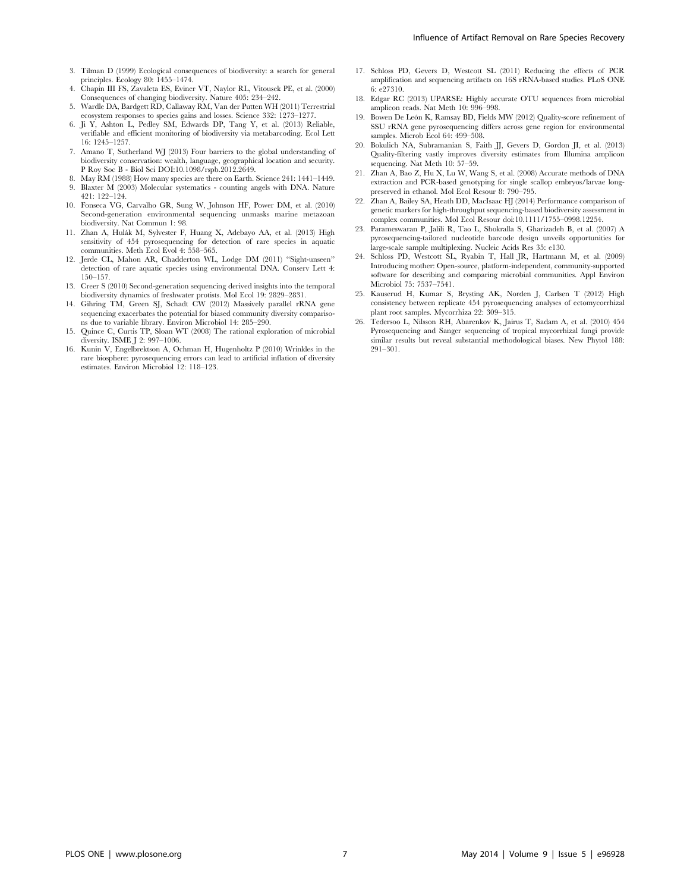3. Tilman D (1999) Ecological consequences of biodiversity: a search for general principles. Ecology 80: 1455–1474.
4. Chapin III FS, Zavaleta ES, Eviner VT, Naylor RL, Vitousek PE, et al. (2000) Consequences of changing biodiversity. Nature 405: 234–242.
5. Wardle DA, Bardgett RD, Callaway RM, Van der Putten WH (2011) Terrestrial ecosystem responses to species gains and losses. Science 332: 1273–1277.
6. Ji Y, Ashton L, Pedley SM, Edwards DP, Tang Y, et al. (2013) Reliable, verifiable and efficient monitoring of biodiversity via metabarcoding. Ecol Lett 16: 1245–1257.
7. Amano T, Sutherland WJ (2013) Four barriers to the global understanding of biodiversity conservation: wealth, language, geographical location and security. P Roy Soc B - Biol Sci DOI:10.1098/rspb.2012.2649.
8. May RM (1988) How many species are there on Earth. Science 241: 1441–1449.
9. Blaxter M (2003) Molecular systematics - counting angels with DNA. Nature 421: 122–124.
10. Fonseca VG, Carvalho GR, Sung W, Johnson HF, Power DM, et al. (2010) Second-generation environmental sequencing unmasks marine metazoan biodiversity. Nat Commun 1: 98.
11. Zhan A, Hulák M, Sylvester F, Huang X, Adebayo AA, et al. (2013) High sensitivity of 454 pyrosequencing for detection of rare species in aquatic communities. Meth Ecol Evol 4: 558–565.
12. Jerde CL, Mahon AR, Chadderton WL, Lodge DM (2011) "Sight-unseen" detection of rare aquatic species using environmental DNA. Conserv Lett 4: 150–157.
13. Creer S (2010) Second-generation sequencing derived insights into the temporal biodiversity dynamics of freshwater protists. Mol Ecol 19: 2829–2831.
14. Gihring TM, Green SJ, Schadt CW (2012) Massively parallel rRNA gene sequencing exacerbates the potential for biased community diversity comparisons due to variable library. Environ Microbiol 14: 285–290.
15. Quince C, Curtis TP, Sloan WT (2008) The rational exploration of microbial diversity. ISME J 2: 997–1006.
16. Kunin V, Engelbrektson A, Ochman H, Hugenholtz P (2010) Wrinkles in the rare biosphere: pyrosequencing errors can lead to artificial inflation of diversity estimates. Environ Microbiol 12: 118–123.
17. Schloss PD, Gevers D, Westcott SL (2011) Reducing the effects of PCR amplification and sequencing artifacts on 16S rRNA-based studies. PLoS ONE 6: e27310.
18. Edgar RC (2013) UPARSE: Highly accurate OTU sequences from microbial amplicon reads. Nat Meth 10: 996–998.
19. Bowen De León K, Ramsay BD, Fields MW (2012) Quality-score refinement of SSU rRNA gene pyrosequencing differs across gene region for environmental samples. Microb Ecol 64: 499–508.
20. Bokulich NA, Subramanian S, Faith JJ, Gevers D, Gordon JI, et al. (2013) Quality-filtering vastly improves diversity estimates from Illumina amplicon sequencing. Nat Meth 10: 57–59.
21. Zhan A, Bao Z, Hu X, Lu W, Wang S, et al. (2008) Accurate methods of DNA extraction and PCR-based genotyping for single scallop embryos/larvae long-preserved in ethanol. Mol Ecol Resour 8: 790–795.
22. Zhan A, Bailey SA, Heath DD, MacIsaac HJ (2014) Performance comparison of genetic markers for high-throughput sequencing-based biodiversity assessment in complex communities. Mol Ecol Resour doi:10.1111/1755–0998.12254.
23. Parameswaran P, Jalili R, Tao L, Shokralla S, Gharizadeh B, et al. (2007) A pyrosequencing-tailored nucleotide barcode design unveils opportunities for large-scale sample multiplexing. Nucleic Acids Res 35: e130.
24. Schloss PD, Westcott SL, Ryabin T, Hall JR, Hartmann M, et al. (2009) Introducing mother: Open-source, platform-independent, community-supported software for describing and comparing microbial communities. Appl Environ Microbiol 75: 7537–7541.
25. Kauserud H, Kumar S, Brysting AK, Norden J, Carlsen T (2012) High consistency between replicate 454 pyrosequencing analyses of ectomycorrhizal plant root samples. Mycorrhiza 22: 309–315.
26. Tedersoo L, Nilsson RH, Abarenkov K, Jairus T, Sadam A, et al. (2010) 454 Pyrosequencing and Sanger sequencing of tropical mycorrhizal fungi provide similar results but reveal substantial methodological biases. New Phytol 188: 291–301.